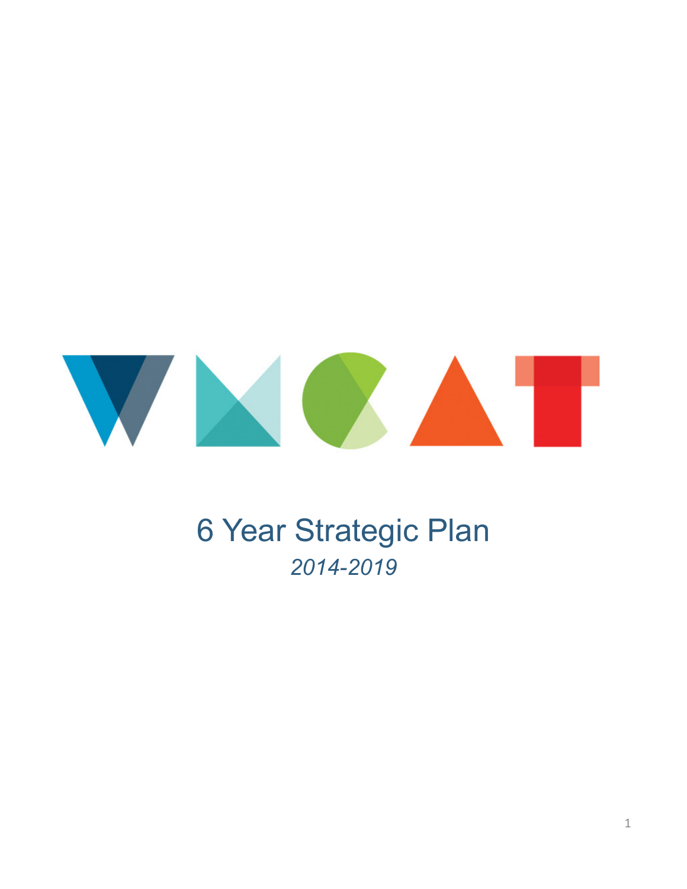# WMCAT

# 6 Year Strategic Plan

*2014-2019*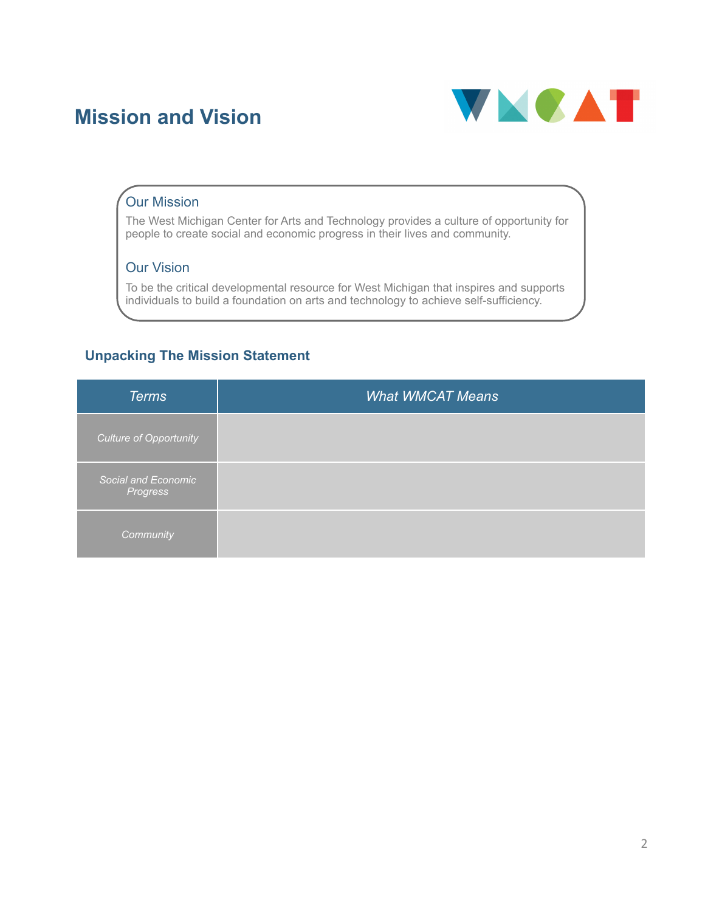# Mission and Vision

### Our Mission

The West Michigan Center for Arts and Technology provides a culture of opportunity for people to create social and economic progress in their lives and community.

### Our Vision

To be the critical developmental resource for West Michigan that inspires and supports individuals to build a foundation on arts and technology to achieve self-sufficiency.

## Unpacking The Mission Statement

| *Terms* | *What WMCAT Means* |
| --- | --- |
| *Culture of Opportunity* | |
| *Social and Economic Progress* | |
| *Community* | |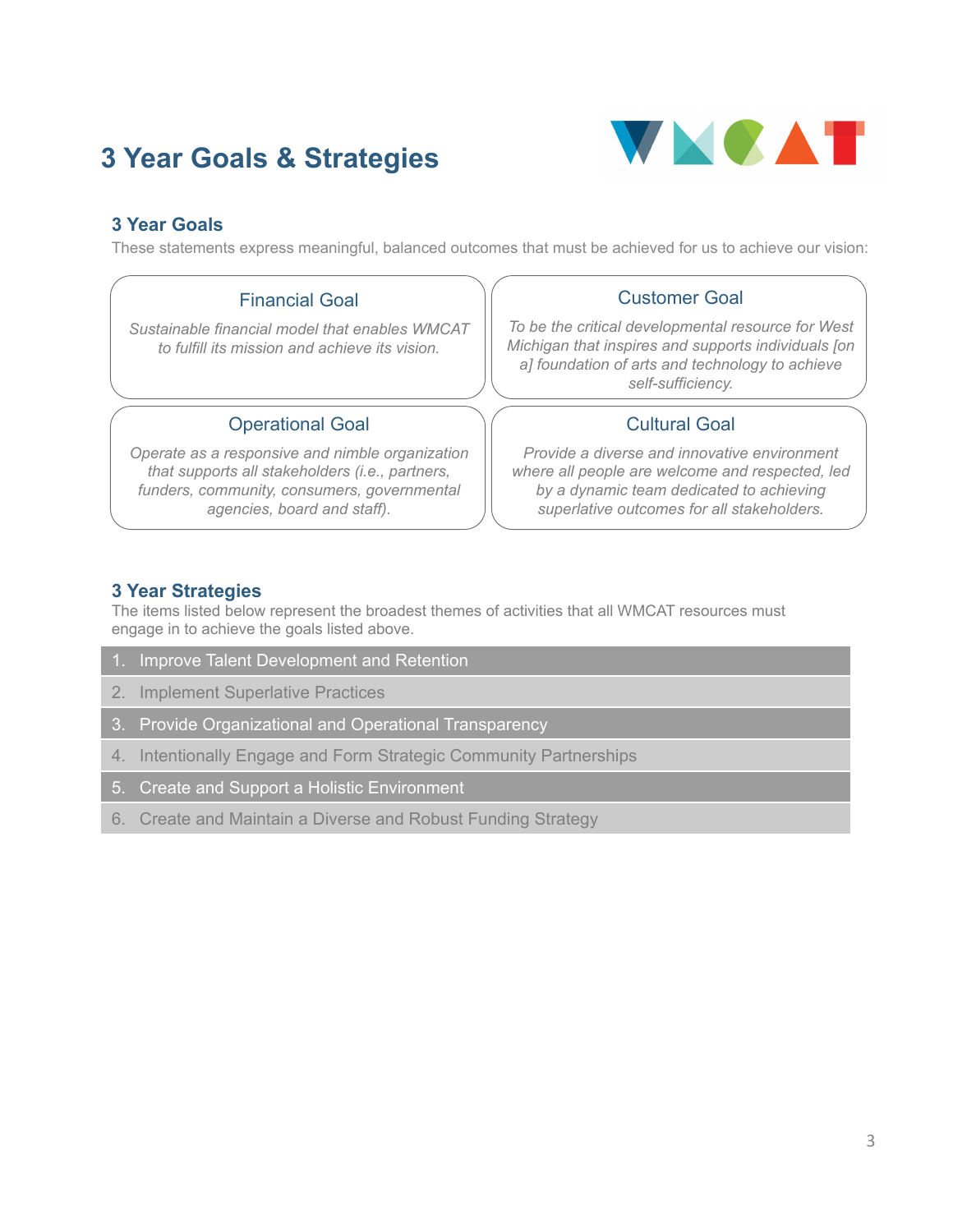# 3 Year Goals & Strategies

## 3 Year Goals

These statements express meaningful, balanced outcomes that must be achieved for us to achieve our vision:

### Financial Goal

*Sustainable financial model that enables WMCAT to fulfill its mission and achieve its vision.*

### Customer Goal

*To be the critical developmental resource for West Michigan that inspires and supports individuals [on a] foundation of arts and technology to achieve self-sufficiency.*

### Operational Goal

*Operate as a responsive and nimble organization that supports all stakeholders (i.e., partners, funders, community, consumers, governmental agencies, board and staff).*

### Cultural Goal

*Provide a diverse and innovative environment where all people are welcome and respected, led by a dynamic team dedicated to achieving superlative outcomes for all stakeholders.*

## 3 Year Strategies

The items listed below represent the broadest themes of activities that all WMCAT resources must engage in to achieve the goals listed above.

1. Improve Talent Development and Retention
2. Implement Superlative Practices
3. Provide Organizational and Operational Transparency
4. Intentionally Engage and Form Strategic Community Partnerships
5. Create and Support a Holistic Environment
6. Create and Maintain a Diverse and Robust Funding Strategy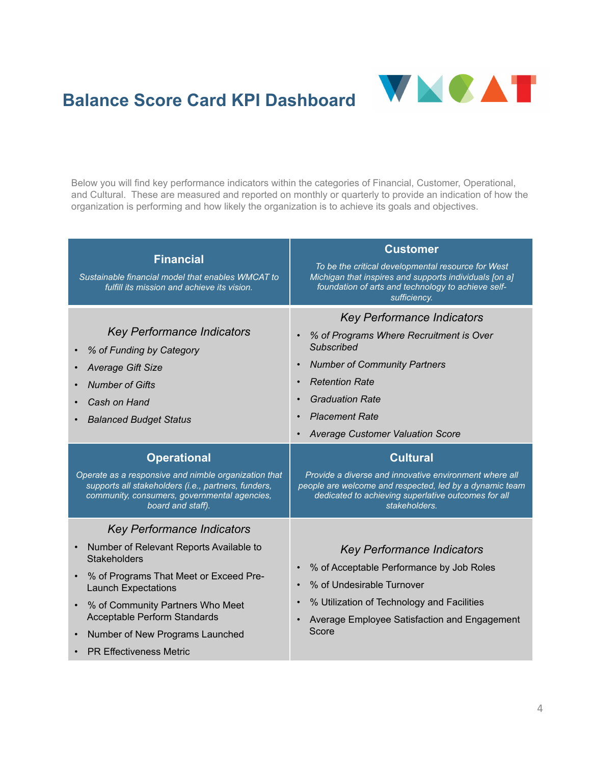# Balance Score Card KPI Dashboard

Below you will find key performance indicators within the categories of Financial, Customer, Operational, and Cultural. These are measured and reported on monthly or quarterly to provide an indication of how the organization is performing and how likely the organization is to achieve its goals and objectives.

## Financial

*Sustainable financial model that enables WMCAT to fulfill its mission and achieve its vision.*

### *Key Performance Indicators*

- *% of Funding by Category*
- *Average Gift Size*
- *Number of Gifts*
- *Cash on Hand*
- *Balanced Budget Status*

## Customer

*To be the critical developmental resource for West Michigan that inspires and supports individuals [on a] foundation of arts and technology to achieve self-sufficiency.*

### *Key Performance Indicators*

- *% of Programs Where Recruitment is Over Subscribed*
- *Number of Community Partners*
- *Retention Rate*
- *Graduation Rate*
- *Placement Rate*
- *Average Customer Valuation Score*

## Operational

*Operate as a responsive and nimble organization that supports all stakeholders (i.e., partners, funders, community, consumers, governmental agencies, board and staff).*

### *Key Performance Indicators*

- Number of Relevant Reports Available to Stakeholders
- % of Programs That Meet or Exceed Pre-Launch Expectations
- % of Community Partners Who Meet Acceptable Perform Standards
- Number of New Programs Launched
- PR Effectiveness Metric

## Cultural

*Provide a diverse and innovative environment where all people are welcome and respected, led by a dynamic team dedicated to achieving superlative outcomes for all stakeholders.*

### *Key Performance Indicators*

- % of Acceptable Performance by Job Roles
- % of Undesirable Turnover
- % Utilization of Technology and Facilities
- Average Employee Satisfaction and Engagement Score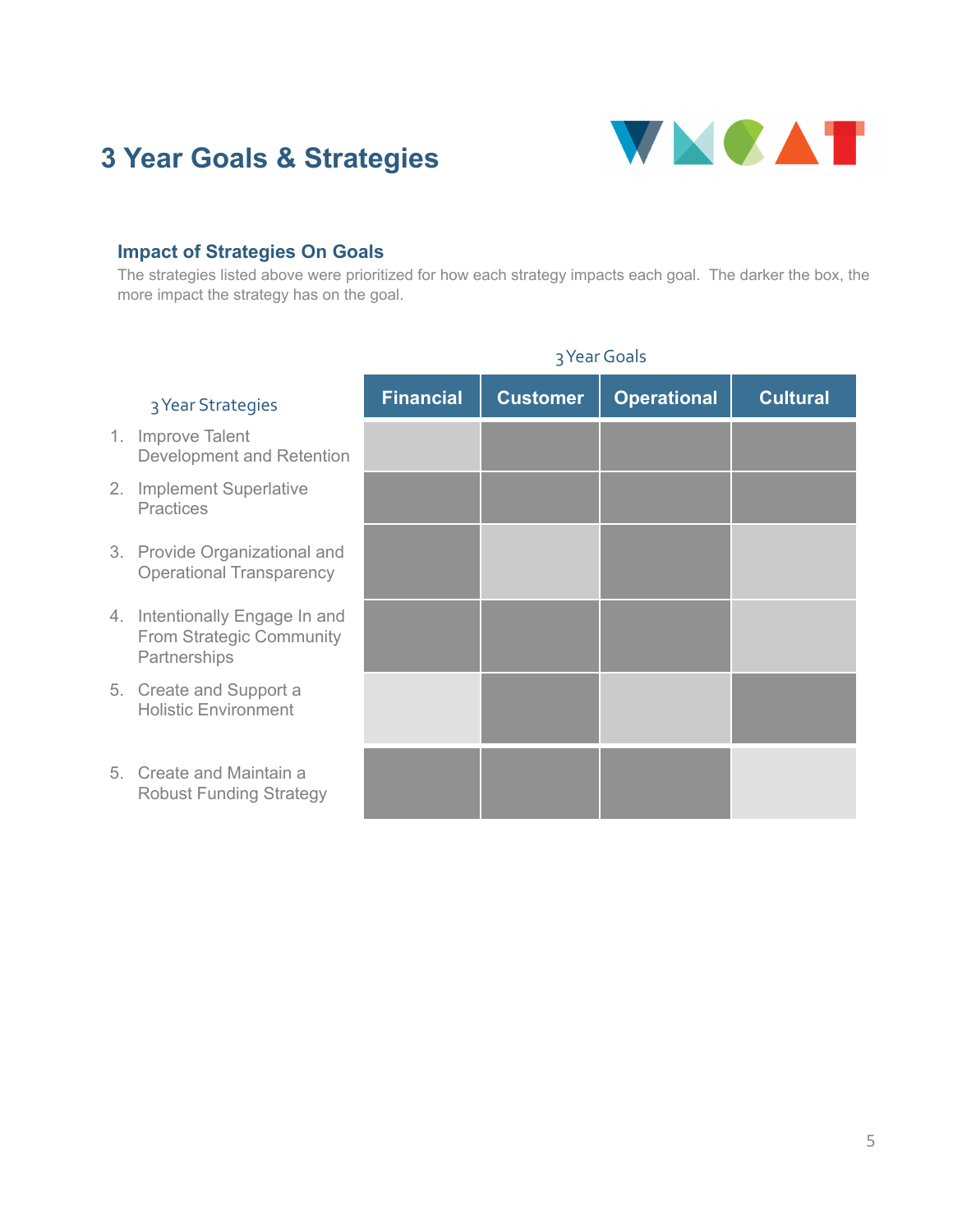# 3 Year Goals & Strategies

### Impact of Strategies On Goals

The strategies listed above were prioritized for how each strategy impacts each goal. The darker the box, the more impact the strategy has on the goal.

| 3 Year Strategies | 3 Year Goals | | | |
|---|---|---|---|---|
| | Financial | Customer | Operational | Cultural |
| 1. Improve Talent Development and Retention | | | | |
| 2. Implement Superlative Practices | | | | |
| 3. Provide Organizational and Operational Transparency | | | | |
| 4. Intentionally Engage In and From Strategic Community Partnerships | | | | |
| 5. Create and Support a Holistic Environment | | | | |
| 5. Create and Maintain a Robust Funding Strategy | | | | |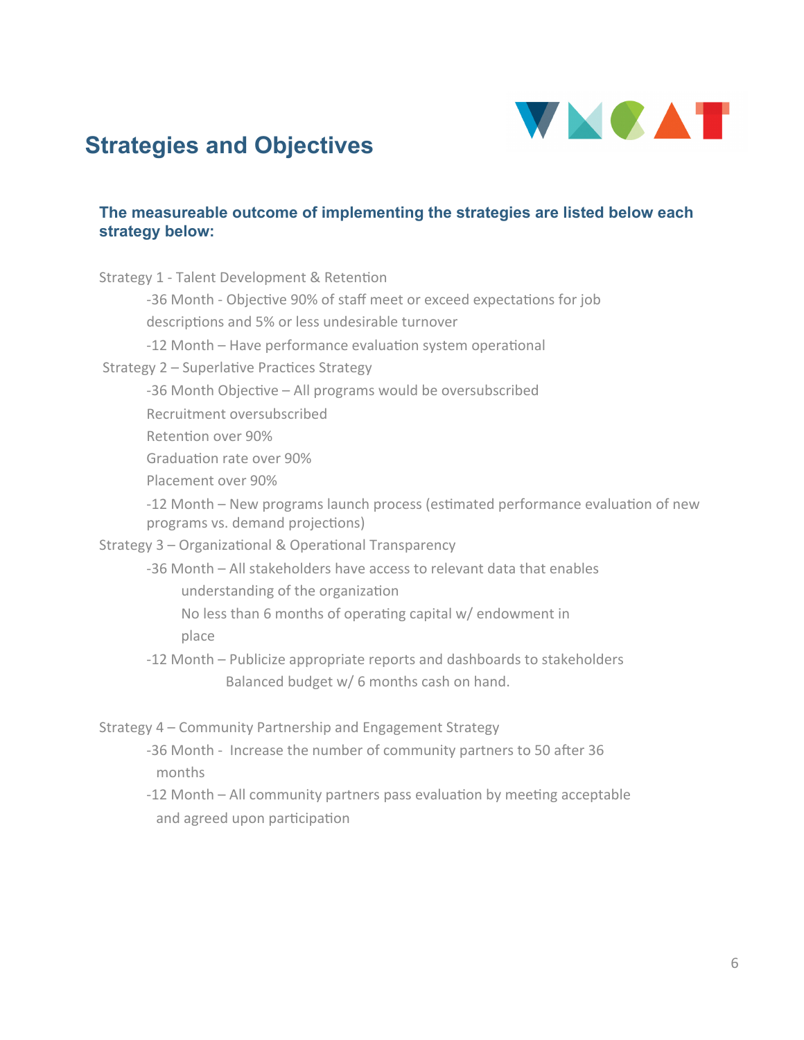## Strategies and Objectives

### The measureable outcome of implementing the strategies are listed below each strategy below:

Strategy 1 - Talent Development & Retention

- -36 Month - Objective 90% of staff meet or exceed expectations for job descriptions and 5% or less undesirable turnover
- -12 Month – Have performance evaluation system operational

Strategy 2 – Superlative Practices Strategy

- -36 Month Objective – All programs would be oversubscribed
  - Recruitment oversubscribed
  - Retention over 90%
  - Graduation rate over 90%
  - Placement over 90%
- -12 Month – New programs launch process (estimated performance evaluation of new programs vs. demand projections)

Strategy 3 – Organizational & Operational Transparency

- -36 Month – All stakeholders have access to relevant data that enables understanding of the organization
  - No less than 6 months of operating capital w/ endowment in place
- -12 Month – Publicize appropriate reports and dashboards to stakeholders
  - Balanced budget w/ 6 months cash on hand.

Strategy 4 – Community Partnership and Engagement Strategy

- -36 Month - Increase the number of community partners to 50 after 36 months
- -12 Month – All community partners pass evaluation by meeting acceptable and agreed upon participation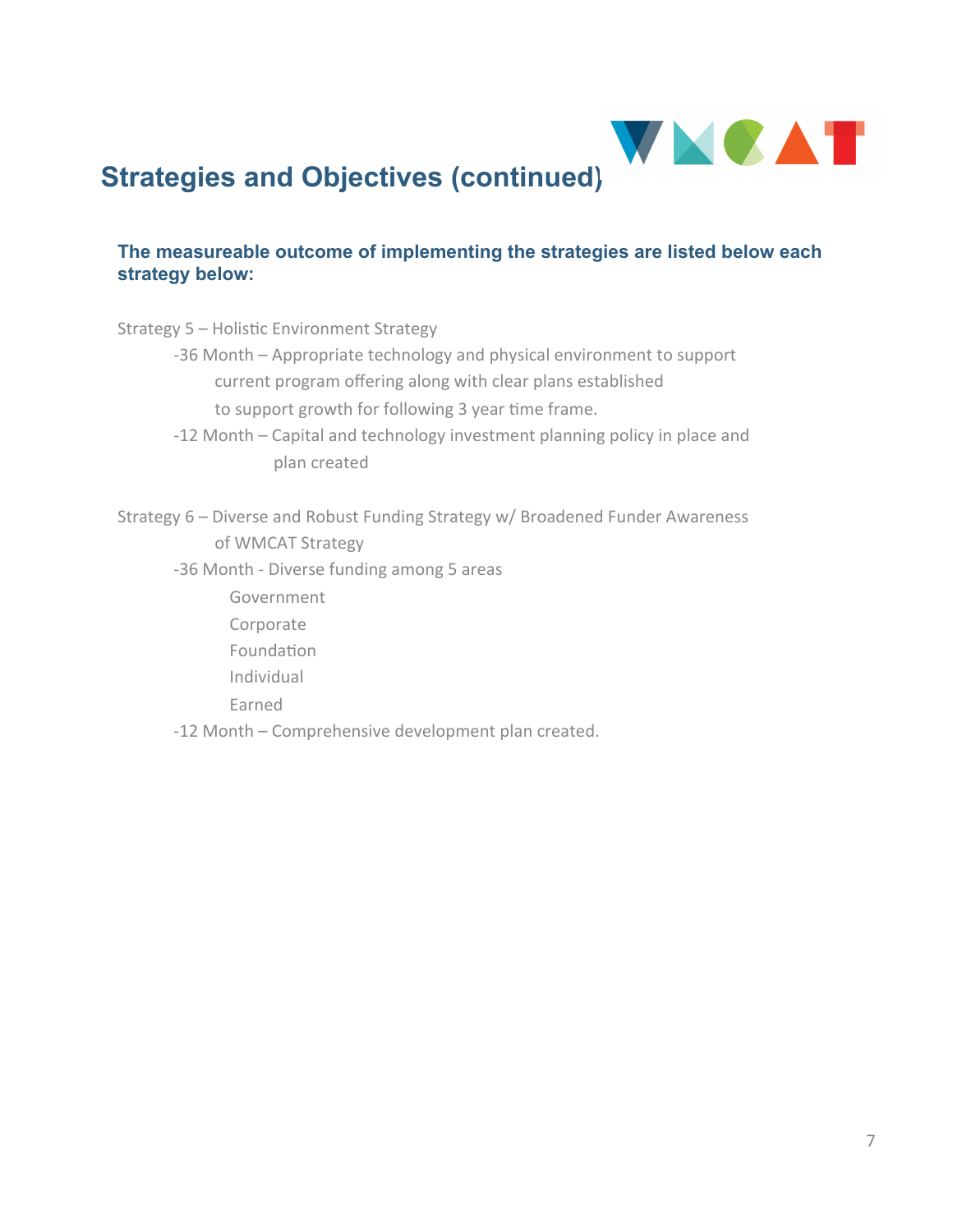## Strategies and Objectives (continued)

**The measureable outcome of implementing the strategies are listed below each strategy below:**

Strategy 5 – Holistic Environment Strategy

- -36 Month – Appropriate technology and physical environment to support current program offering along with clear plans established to support growth for following 3 year time frame.
- -12 Month – Capital and technology investment planning policy in place and plan created

Strategy 6 – Diverse and Robust Funding Strategy w/ Broadened Funder Awareness of WMCAT Strategy

- -36 Month - Diverse funding among 5 areas
  - Government
  - Corporate
  - Foundation
  - Individual
  - Earned
- -12 Month – Comprehensive development plan created.